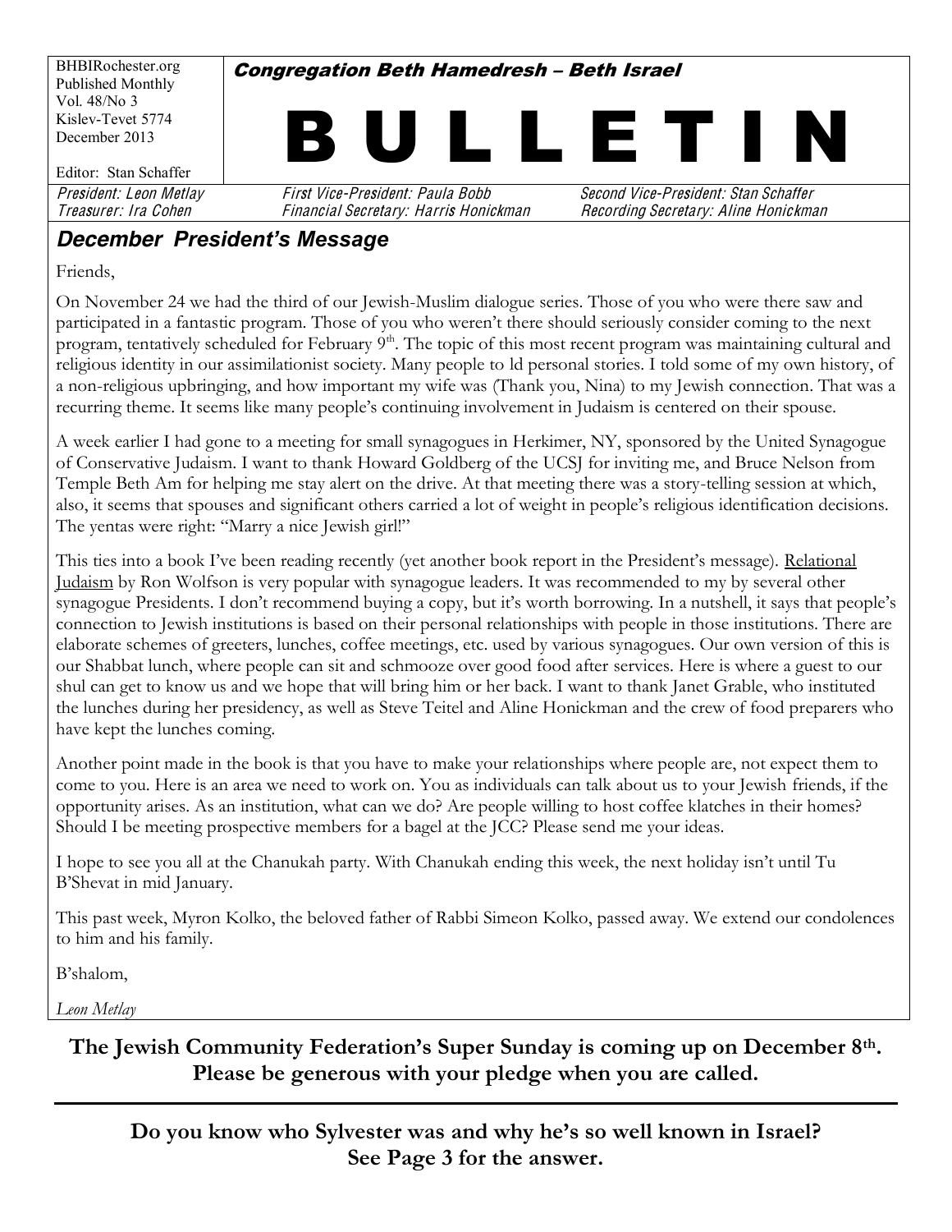BHBIRochester.org
Published Monthly
Vol. 48/No 3
Kislev-Tevet 5774
December 2013

Editor: Stan Schaffer

**Congregation Beth Hamedresh – Beth Israel**

# B U L L E T I N

*President: Leon Metlay* | *First Vice-President: Paula Bobb* | *Second Vice-President: Stan Schaffer*
*Treasurer: Ira Cohen* | *Financial Secretary: Harris Honickman* | *Recording Secretary: Aline Honickman*

## December President's Message

Friends,

On November 24 we had the third of our Jewish-Muslim dialogue series. Those of you who were there saw and participated in a fantastic program. Those of you who weren't there should seriously consider coming to the next program, tentatively scheduled for February 9th. The topic of this most recent program was maintaining cultural and religious identity in our assimilationist society. Many people to ld personal stories. I told some of my own history, of a non-religious upbringing, and how important my wife was (Thank you, Nina) to my Jewish connection. That was a recurring theme. It seems like many people's continuing involvement in Judaism is centered on their spouse.

A week earlier I had gone to a meeting for small synagogues in Herkimer, NY, sponsored by the United Synagogue of Conservative Judaism. I want to thank Howard Goldberg of the UCSJ for inviting me, and Bruce Nelson from Temple Beth Am for helping me stay alert on the drive. At that meeting there was a story-telling session at which, also, it seems that spouses and significant others carried a lot of weight in people's religious identification decisions. The yentas were right: "Marry a nice Jewish girl!"

This ties into a book I've been reading recently (yet another book report in the President's message). Relational Judaism by Ron Wolfson is very popular with synagogue leaders. It was recommended to my by several other synagogue Presidents. I don't recommend buying a copy, but it's worth borrowing. In a nutshell, it says that people's connection to Jewish institutions is based on their personal relationships with people in those institutions. There are elaborate schemes of greeters, lunches, coffee meetings, etc. used by various synagogues. Our own version of this is our Shabbat lunch, where people can sit and schmooze over good food after services. Here is where a guest to our shul can get to know us and we hope that will bring him or her back. I want to thank Janet Grable, who instituted the lunches during her presidency, as well as Steve Teitel and Aline Honickman and the crew of food preparers who have kept the lunches coming.

Another point made in the book is that you have to make your relationships where people are, not expect them to come to you. Here is an area we need to work on. You as individuals can talk about us to your Jewish friends, if the opportunity arises. As an institution, what can we do? Are people willing to host coffee klatches in their homes? Should I be meeting prospective members for a bagel at the JCC? Please send me your ideas.

I hope to see you all at the Chanukah party. With Chanukah ending this week, the next holiday isn't until Tu B'Shevat in mid January.

This past week, Myron Kolko, the beloved father of Rabbi Simeon Kolko, passed away. We extend our condolences to him and his family.

B'shalom,

*Leon Metlay*

**The Jewish Community Federation's Super Sunday is coming up on December 8th. Please be generous with your pledge when you are called.**

---

**Do you know who Sylvester was and why he's so well known in Israel? See Page 3 for the answer.**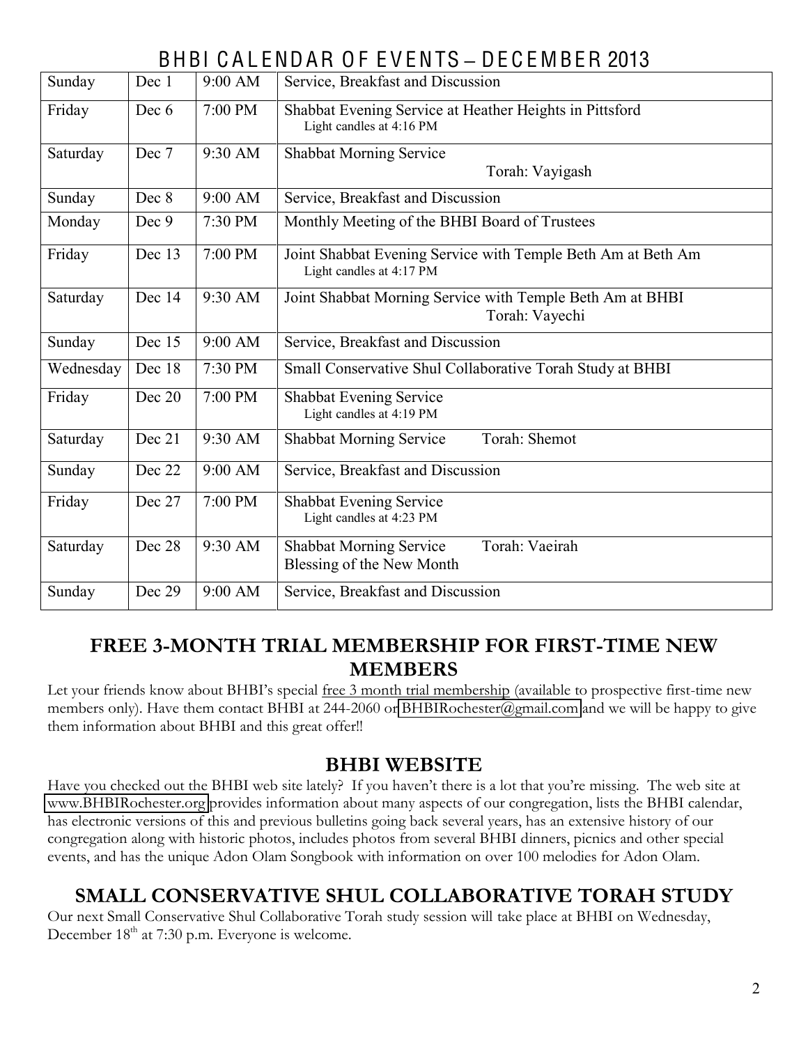# BHBI CALENDAR OF EVENTS – DECEMBER 2013

| | | | |
|---|---|---|---|
| Sunday | Dec 1 | 9:00 AM | Service, Breakfast and Discussion |
| Friday | Dec 6 | 7:00 PM | Shabbat Evening Service at Heather Heights in Pittsford<br>Light candles at 4:16 PM |
| Saturday | Dec 7 | 9:30 AM | Shabbat Morning Service<br>Torah: Vayigash |
| Sunday | Dec 8 | 9:00 AM | Service, Breakfast and Discussion |
| Monday | Dec 9 | 7:30 PM | Monthly Meeting of the BHBI Board of Trustees |
| Friday | Dec 13 | 7:00 PM | Joint Shabbat Evening Service with Temple Beth Am at Beth Am<br>Light candles at 4:17 PM |
| Saturday | Dec 14 | 9:30 AM | Joint Shabbat Morning Service with Temple Beth Am at BHBI<br>Torah: Vayechi |
| Sunday | Dec 15 | 9:00 AM | Service, Breakfast and Discussion |
| Wednesday | Dec 18 | 7:30 PM | Small Conservative Shul Collaborative Torah Study at BHBI |
| Friday | Dec 20 | 7:00 PM | Shabbat Evening Service<br>Light candles at 4:19 PM |
| Saturday | Dec 21 | 9:30 AM | Shabbat Morning Service Torah: Shemot |
| Sunday | Dec 22 | 9:00 AM | Service, Breakfast and Discussion |
| Friday | Dec 27 | 7:00 PM | Shabbat Evening Service<br>Light candles at 4:23 PM |
| Saturday | Dec 28 | 9:30 AM | Shabbat Morning Service Torah: Vaeirah<br>Blessing of the New Month |
| Sunday | Dec 29 | 9:00 AM | Service, Breakfast and Discussion |

## FREE 3-MONTH TRIAL MEMBERSHIP FOR FIRST-TIME NEW MEMBERS

Let your friends know about BHBI's special free 3 month trial membership (available to prospective first-time new members only). Have them contact BHBI at 244-2060 or BHBIRochester@gmail.com and we will be happy to give them information about BHBI and this great offer!!

## BHBI WEBSITE

Have you checked out the BHBI web site lately? If you haven't there is a lot that you're missing. The web site at www.BHBIRochester.org provides information about many aspects of our congregation, lists the BHBI calendar, has electronic versions of this and previous bulletins going back several years, has an extensive history of our congregation along with historic photos, includes photos from several BHBI dinners, picnics and other special events, and has the unique Adon Olam Songbook with information on over 100 melodies for Adon Olam.

## SMALL CONSERVATIVE SHUL COLLABORATIVE TORAH STUDY

Our next Small Conservative Shul Collaborative Torah study session will take place at BHBI on Wednesday, December 18th at 7:30 p.m. Everyone is welcome.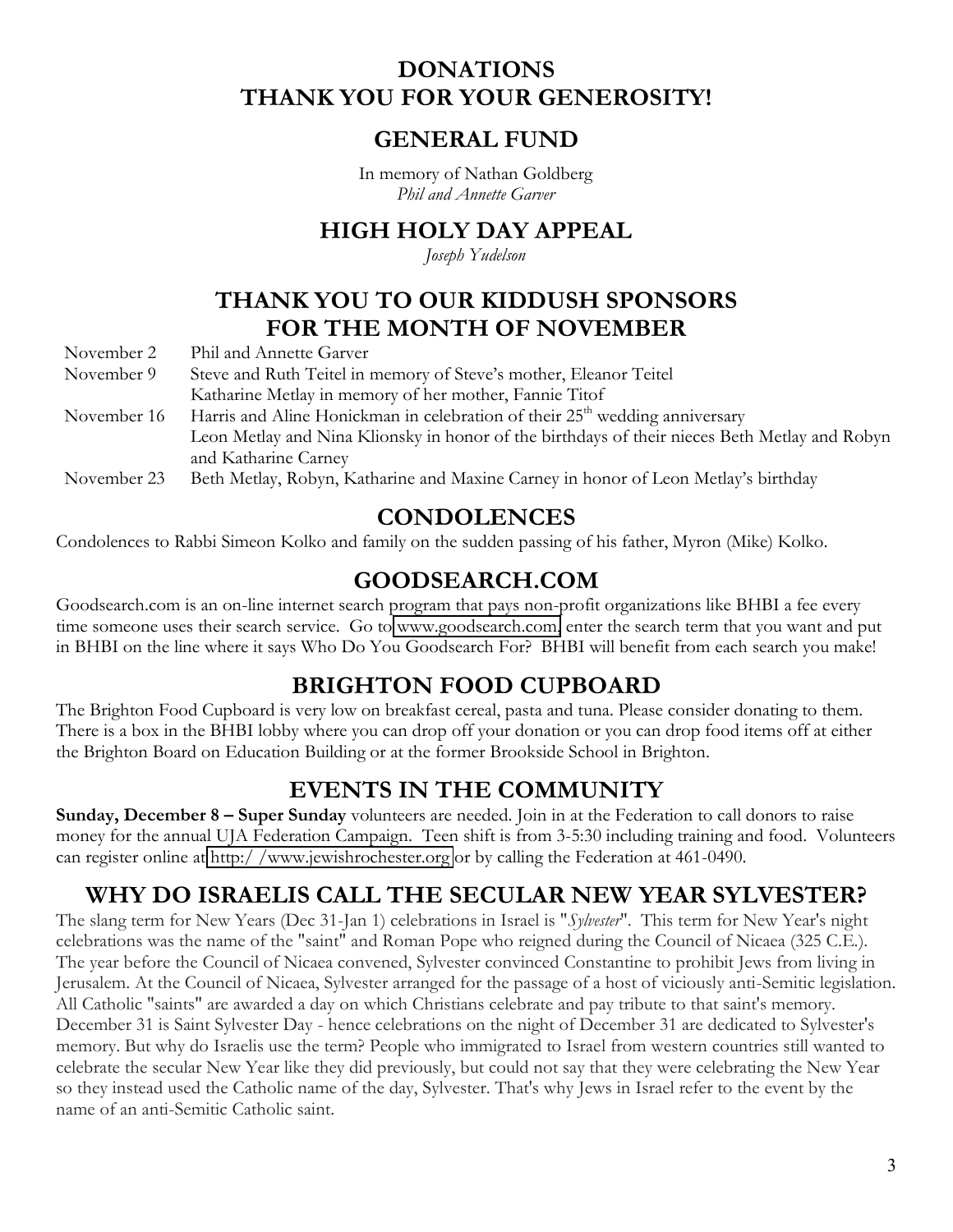# DONATIONS
# THANK YOU FOR YOUR GENEROSITY!

## GENERAL FUND

In memory of Nathan Goldberg
*Phil and Annette Garver*

## HIGH HOLY DAY APPEAL

*Joseph Yudelson*

## THANK YOU TO OUR KIDDUSH SPONSORS FOR THE MONTH OF NOVEMBER

| | |
|---|---|
| November 2 | Phil and Annette Garver |
| November 9 | Steve and Ruth Teitel in memory of Steve's mother, Eleanor Teitel |
| | Katharine Metlay in memory of her mother, Fannie Titof |
| November 16 | Harris and Aline Honickman in celebration of their 25th wedding anniversary |
| | Leon Metlay and Nina Klionsky in honor of the birthdays of their nieces Beth Metlay and Robyn and Katharine Carney |
| November 23 | Beth Metlay, Robyn, Katharine and Maxine Carney in honor of Leon Metlay's birthday |

## CONDOLENCES

Condolences to Rabbi Simeon Kolko and family on the sudden passing of his father, Myron (Mike) Kolko.

## GOODSEARCH.COM

Goodsearch.com is an on-line internet search program that pays non-profit organizations like BHBI a fee every time someone uses their search service. Go to www.goodsearch.com, enter the search term that you want and put in BHBI on the line where it says Who Do You Goodsearch For? BHBI will benefit from each search you make!

## BRIGHTON FOOD CUPBOARD

The Brighton Food Cupboard is very low on breakfast cereal, pasta and tuna. Please consider donating to them. There is a box in the BHBI lobby where you can drop off your donation or you can drop food items off at either the Brighton Board on Education Building or at the former Brookside School in Brighton.

## EVENTS IN THE COMMUNITY

**Sunday, December 8 – Super Sunday** volunteers are needed. Join in at the Federation to call donors to raise money for the annual UJA Federation Campaign. Teen shift is from 3-5:30 including training and food. Volunteers can register online at http://www.jewishrochester.org or by calling the Federation at 461-0490.

## WHY DO ISRAELIS CALL THE SECULAR NEW YEAR SYLVESTER?

The slang term for New Years (Dec 31-Jan 1) celebrations in Israel is "*Sylvester*". This term for New Year's night celebrations was the name of the "saint" and Roman Pope who reigned during the Council of Nicaea (325 C.E.). The year before the Council of Nicaea convened, Sylvester convinced Constantine to prohibit Jews from living in Jerusalem. At the Council of Nicaea, Sylvester arranged for the passage of a host of viciously anti-Semitic legislation. All Catholic "saints" are awarded a day on which Christians celebrate and pay tribute to that saint's memory. December 31 is Saint Sylvester Day - hence celebrations on the night of December 31 are dedicated to Sylvester's memory. But why do Israelis use the term? People who immigrated to Israel from western countries still wanted to celebrate the secular New Year like they did previously, but could not say that they were celebrating the New Year so they instead used the Catholic name of the day, Sylvester. That's why Jews in Israel refer to the event by the name of an anti-Semitic Catholic saint.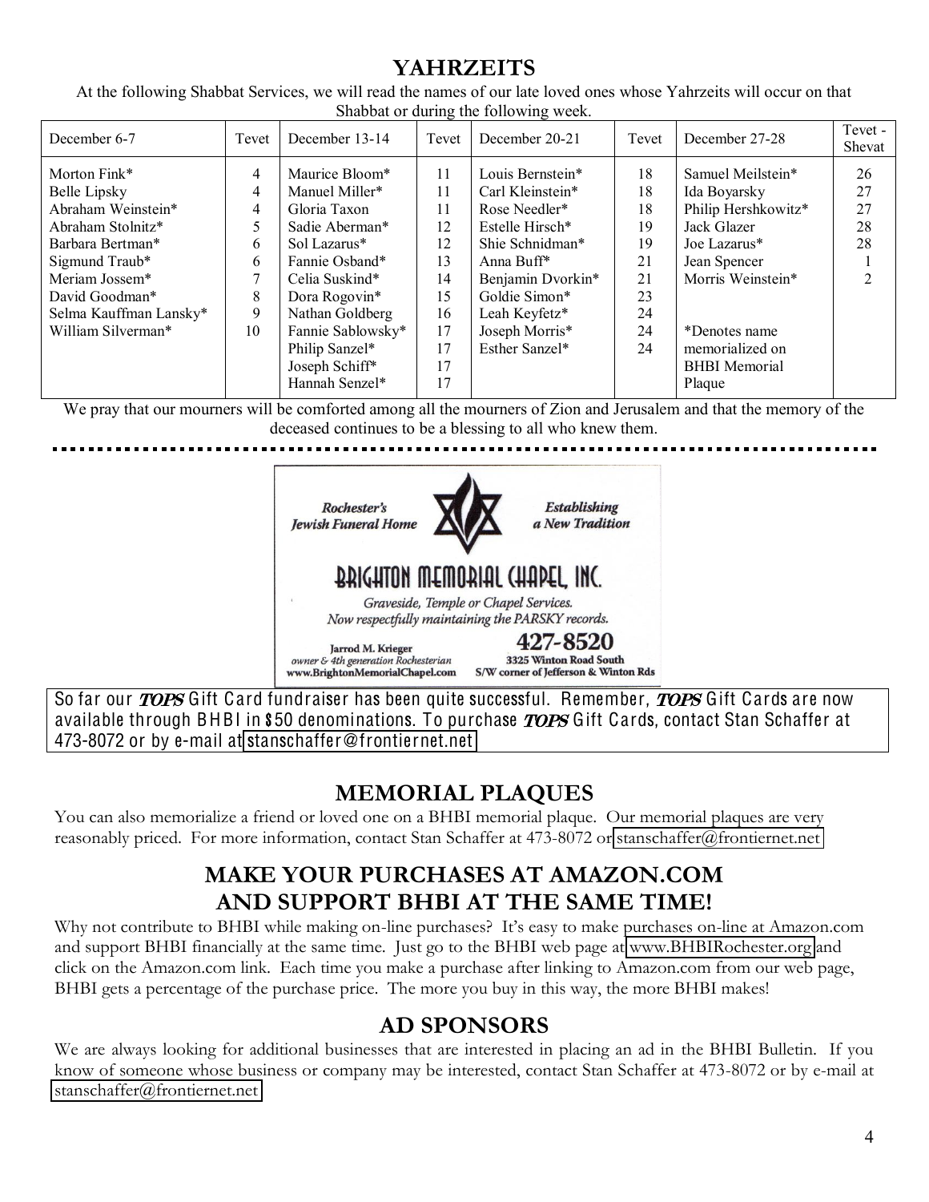# YAHRZEITS

At the following Shabbat Services, we will read the names of our late loved ones whose Yahrzeits will occur on that Shabbat or during the following week.

| December 6-7 | Tevet | December 13-14 | Tevet | December 20-21 | Tevet | December 27-28 | Tevet - Shevat |
|---|---|---|---|---|---|---|---|
| Morton Fink* | 4 | Maurice Bloom* | 11 | Louis Bernstein* | 18 | Samuel Meilstein* | 26 |
| Belle Lipsky | 4 | Manuel Miller* | 11 | Carl Kleinstein* | 18 | Ida Boyarsky | 27 |
| Abraham Weinstein* | 4 | Gloria Taxon | 11 | Rose Needler* | 18 | Philip Hershkowitz* | 27 |
| Abraham Stolnitz* | 5 | Sadie Aberman* | 12 | Estelle Hirsch* | 19 | Jack Glazer | 28 |
| Barbara Bertman* | 6 | Sol Lazarus* | 12 | Shie Schnidman* | 19 | Joe Lazarus* | 28 |
| Sigmund Traub* | 6 | Fannie Osband* | 13 | Anna Buff* | 21 | Jean Spencer | 1 |
| Meriam Jossem* | 7 | Celia Suskind* | 14 | Benjamin Dvorkin* | 21 | Morris Weinstein* | 2 |
| David Goodman* | 8 | Dora Rogovin* | 15 | Goldie Simon* | 23 | | |
| Selma Kauffman Lansky* | 9 | Nathan Goldberg | 16 | Leah Keyfetz* | 24 | | |
| William Silverman* | 10 | Fannie Sablowsky* | 17 | Joseph Morris* | 24 | *Denotes name memorialized on BHBI Memorial Plaque | |
| | | Philip Sanzel* | 17 | Esther Sanzel* | 24 | | |
| | | Joseph Schiff* | 17 | | | | |
| | | Hannah Senzel* | 17 | | | | |

We pray that our mourners will be comforted among all the mourners of Zion and Jerusalem and that the memory of the deceased continues to be a blessing to all who knew them.

Rochester's Jewish Funeral Home — Establishing a New Tradition

**BRIGHTON MEMORIAL CHAPEL, INC.**

*Graveside, Temple or Chapel Services.*
*Now respectfully maintaining the PARSKY records.*

Jarrod M. Krieger, *owner & 4th generation Rochesterian*
www.BrightonMemorialChapel.com

**427-8520**
3325 Winton Road South
S/W corner of Jefferson & Winton Rds

So far our ***TOPS*** Gift Card fundraiser has been quite successful. Remember, ***TOPS*** Gift Cards are now available through BHBI in $50 denominations. To purchase ***TOPS*** Gift Cards, contact Stan Schaffer at 473-8072 or by e-mail at stanschaffer@frontiernet.net

## MEMORIAL PLAQUES

You can also memorialize a friend or loved one on a BHBI memorial plaque. Our memorial plaques are very reasonably priced. For more information, contact Stan Schaffer at 473-8072 or stanschaffer@frontiernet.net

## MAKE YOUR PURCHASES AT AMAZON.COM AND SUPPORT BHBI AT THE SAME TIME!

Why not contribute to BHBI while making on-line purchases? It's easy to make purchases on-line at Amazon.com and support BHBI financially at the same time. Just go to the BHBI web page at www.BHBIRochester.org and click on the Amazon.com link. Each time you make a purchase after linking to Amazon.com from our web page, BHBI gets a percentage of the purchase price. The more you buy in this way, the more BHBI makes!

## AD SPONSORS

We are always looking for additional businesses that are interested in placing an ad in the BHBI Bulletin. If you know of someone whose business or company may be interested, contact Stan Schaffer at 473-8072 or by e-mail at stanschaffer@frontiernet.net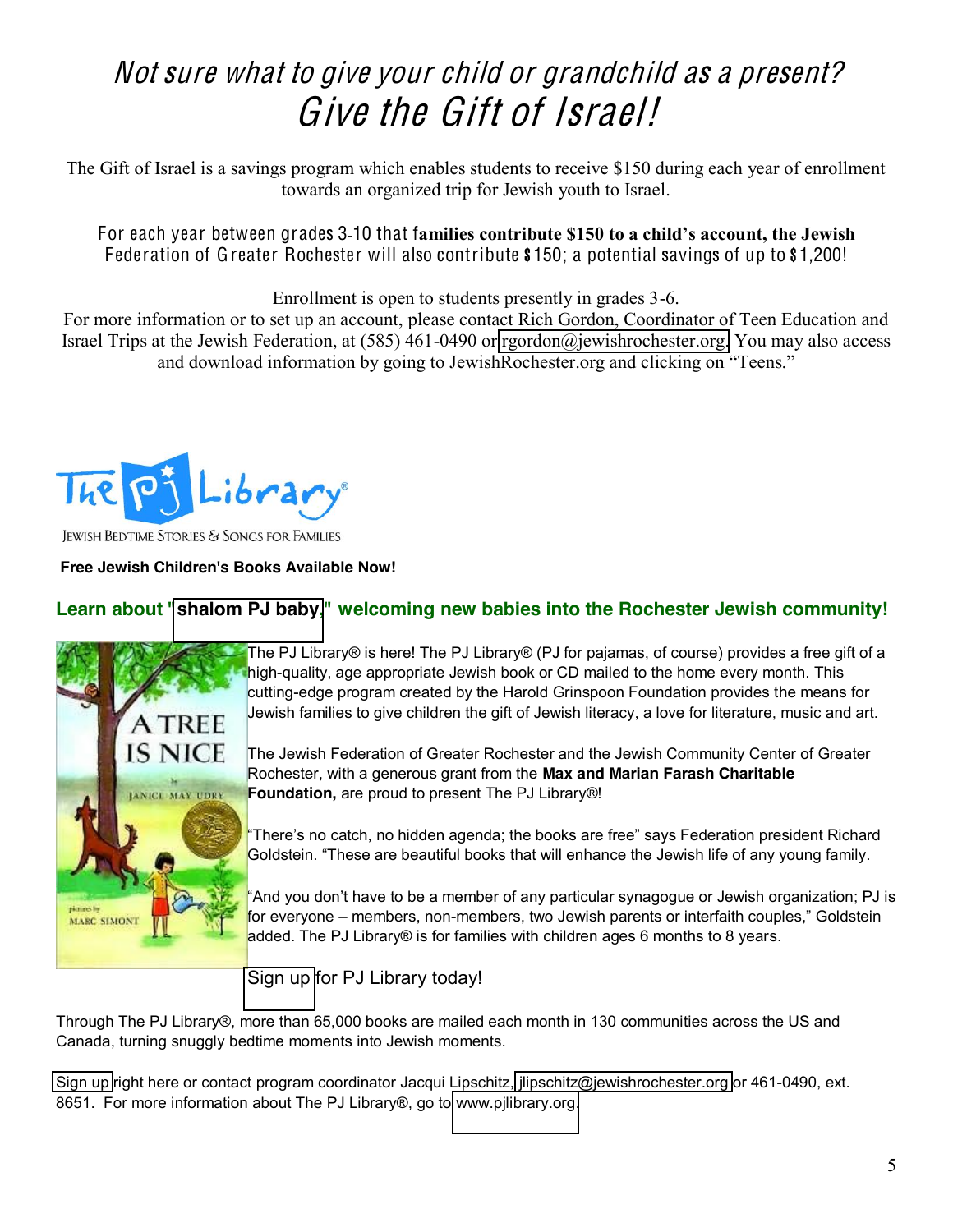# *Not sure what to give your child or grandchild as a present?*

# *Give the Gift of Israel!*

The Gift of Israel is a savings program which enables students to receive $150 during each year of enrollment towards an organized trip for Jewish youth to Israel.

For each year between grades 3-10 that f**amilies contribute $150 to a child's account, the Jewish** Federation of Greater Rochester will also contribute $150; a potential savings of up to $1,200!

Enrollment is open to students presently in grades 3-6.
For more information or to set up an account, please contact Rich Gordon, Coordinator of Teen Education and Israel Trips at the Jewish Federation, at (585) 461-0490 or rgordon@jewishrochester.org. You may also access and download information by going to JewishRochester.org and clicking on "Teens."

The PJ Library®

JEWISH BEDTIME STORIES & SONGS FOR FAMILIES

**Free Jewish Children's Books Available Now!**

## Learn about "shalom PJ baby," welcoming new babies into the Rochester Jewish community!

The PJ Library® is here! The PJ Library® (PJ for pajamas, of course) provides a free gift of a high-quality, age appropriate Jewish book or CD mailed to the home every month. This cutting-edge program created by the Harold Grinspoon Foundation provides the means for Jewish families to give children the gift of Jewish literacy, a love for literature, music and art.

The Jewish Federation of Greater Rochester and the Jewish Community Center of Greater Rochester, with a generous grant from the **Max and Marian Farash Charitable Foundation,** are proud to present The PJ Library®!

"There's no catch, no hidden agenda; the books are free" says Federation president Richard Goldstein. "These are beautiful books that will enhance the Jewish life of any young family.

"And you don't have to be a member of any particular synagogue or Jewish organization; PJ is for everyone – members, non-members, two Jewish parents or interfaith couples," Goldstein added. The PJ Library® is for families with children ages 6 months to 8 years.

Sign up for PJ Library today!

Through The PJ Library®, more than 65,000 books are mailed each month in 130 communities across the US and Canada, turning snuggly bedtime moments into Jewish moments.

Sign up right here or contact program coordinator Jacqui Lipschitz, jlipschitz@jewishrochester.org or 461-0490, ext. 8651. For more information about The PJ Library®, go to www.pjlibrary.org.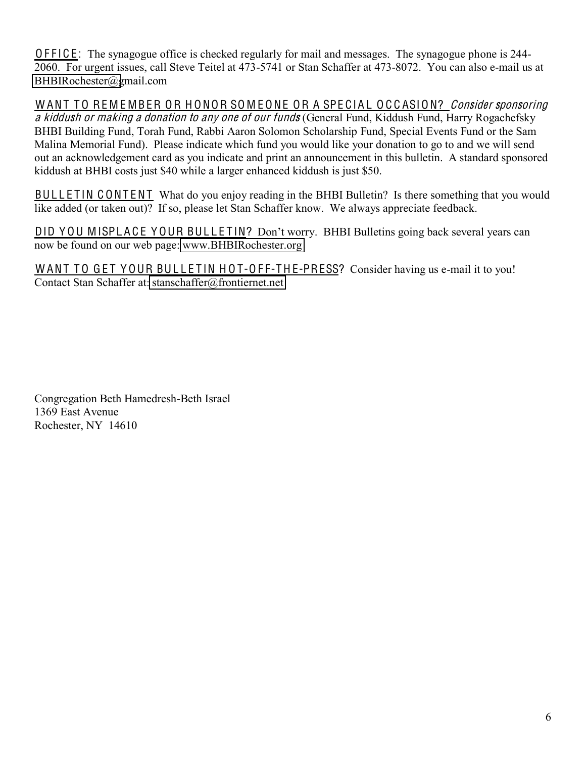OFFICE: The synagogue office is checked regularly for mail and messages. The synagogue phone is 244-2060. For urgent issues, call Steve Teitel at 473-5741 or Stan Schaffer at 473-8072. You can also e-mail us at BHBIRochester@gmail.com

WANT TO REMEMBER OR HONOR SOMEONE OR A SPECIAL OCCASION? *Consider sponsoring a kiddush or making a donation to any one of our funds* (General Fund, Kiddush Fund, Harry Rogachefsky BHBI Building Fund, Torah Fund, Rabbi Aaron Solomon Scholarship Fund, Special Events Fund or the Sam Malina Memorial Fund). Please indicate which fund you would like your donation to go to and we will send out an acknowledgement card as you indicate and print an announcement in this bulletin. A standard sponsored kiddush at BHBI costs just $40 while a larger enhanced kiddush is just $50.

BULLETIN CONTENT What do you enjoy reading in the BHBI Bulletin? Is there something that you would like added (or taken out)? If so, please let Stan Schaffer know. We always appreciate feedback.

DID YOU MISPLACE YOUR BULLETIN? Don't worry. BHBI Bulletins going back several years can now be found on our web page: www.BHBIRochester.org

WANT TO GET YOUR BULLETIN HOT-OFF-THE-PRESS? Consider having us e-mail it to you! Contact Stan Schaffer at: stanschaffer@frontiernet.net

Congregation Beth Hamedresh-Beth Israel
1369 East Avenue
Rochester, NY 14610